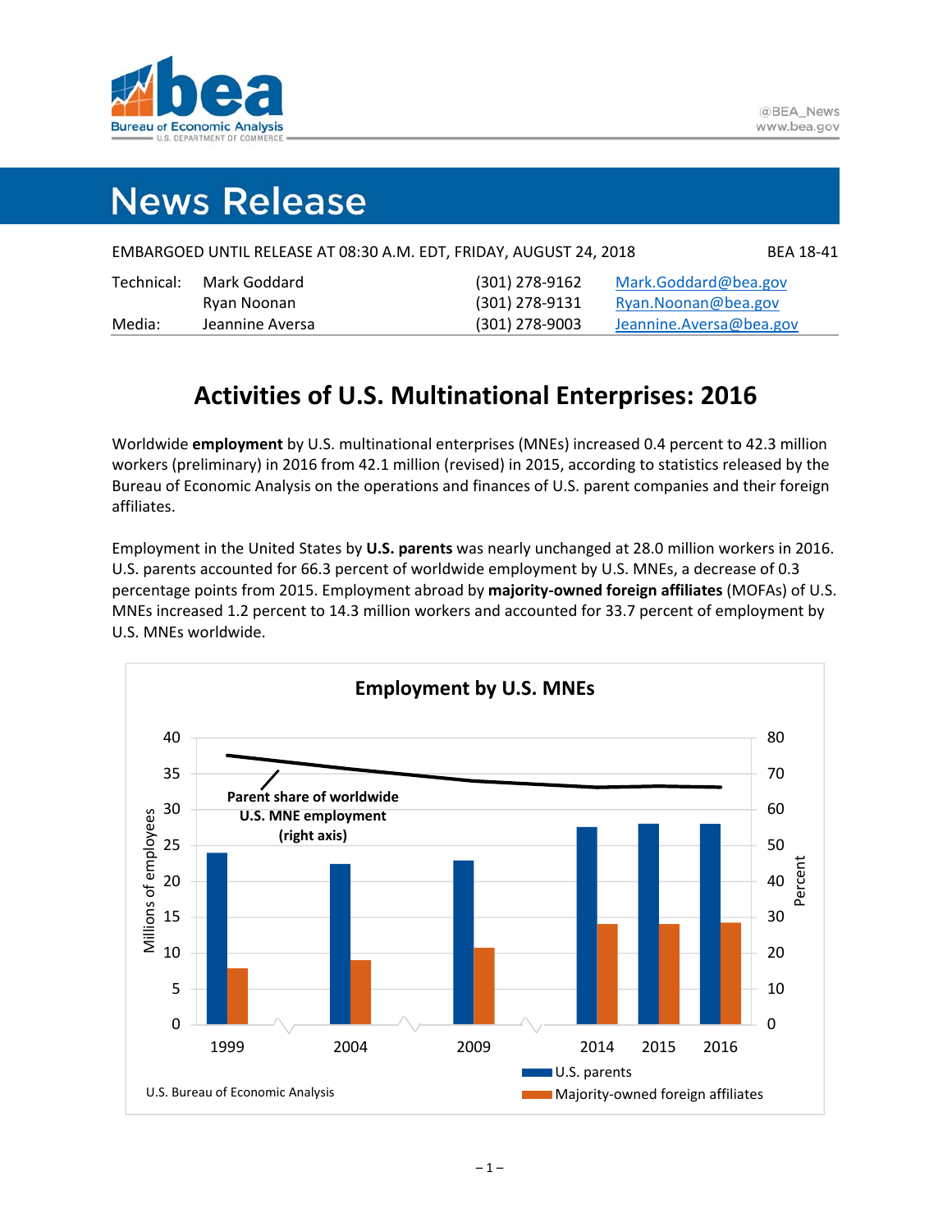# News Release

EMBARGOED UNTIL RELEASE AT 08:30 A.M. EDT, FRIDAY, AUGUST 24, 2018 BEA 18-41

| | | | |
|---|---|---|---|
| Technical: | Mark Goddard | (301) 278-9162 | Mark.Goddard@bea.gov |
| | Ryan Noonan | (301) 278-9131 | Ryan.Noonan@bea.gov |
| Media: | Jeannine Aversa | (301) 278-9003 | Jeannine.Aversa@bea.gov |

## Activities of U.S. Multinational Enterprises: 2016

Worldwide **employment** by U.S. multinational enterprises (MNEs) increased 0.4 percent to 42.3 million workers (preliminary) in 2016 from 42.1 million (revised) in 2015, according to statistics released by the Bureau of Economic Analysis on the operations and finances of U.S. parent companies and their foreign affiliates.

Employment in the United States by **U.S. parents** was nearly unchanged at 28.0 million workers in 2016. U.S. parents accounted for 66.3 percent of worldwide employment by U.S. MNEs, a decrease of 0.3 percentage points from 2015. Employment abroad by **majority-owned foreign affiliates** (MOFAs) of U.S. MNEs increased 1.2 percent to 14.3 million workers and accounted for 33.7 percent of employment by U.S. MNEs worldwide.

**Employment by U.S. MNEs**

Parent share of worldwide U.S. MNE employment (right axis)

Millions of employees / Percent

1999, 2004, 2009, 2014, 2015, 2016

U.S. parents; Majority-owned foreign affiliates

U.S. Bureau of Economic Analysis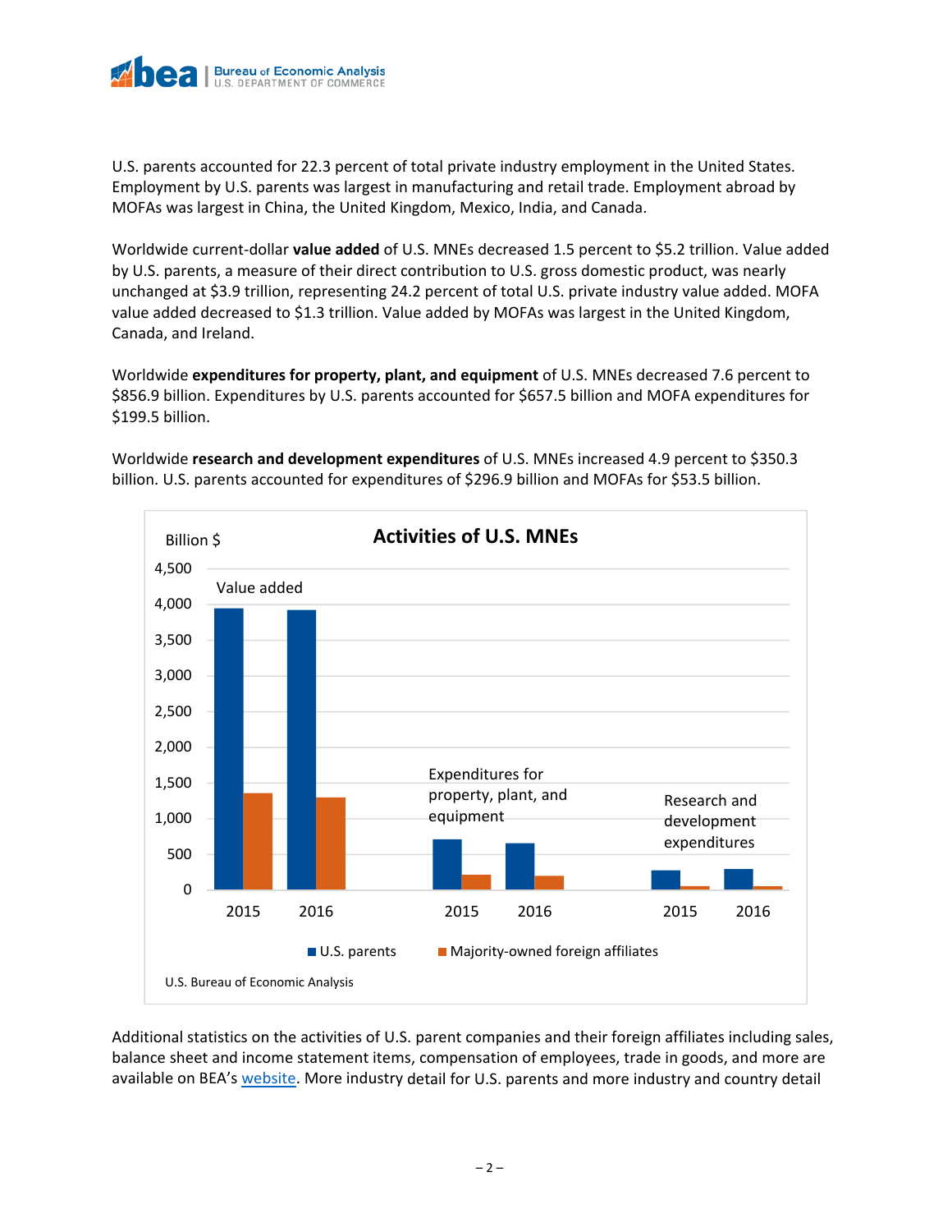U.S. parents accounted for 22.3 percent of total private industry employment in the United States. Employment by U.S. parents was largest in manufacturing and retail trade. Employment abroad by MOFAs was largest in China, the United Kingdom, Mexico, India, and Canada.

Worldwide current-dollar **value added** of U.S. MNEs decreased 1.5 percent to $5.2 trillion. Value added by U.S. parents, a measure of their direct contribution to U.S. gross domestic product, was nearly unchanged at $3.9 trillion, representing 24.2 percent of total U.S. private industry value added. MOFA value added decreased to $1.3 trillion. Value added by MOFAs was largest in the United Kingdom, Canada, and Ireland.

Worldwide **expenditures for property, plant, and equipment** of U.S. MNEs decreased 7.6 percent to $856.9 billion. Expenditures by U.S. parents accounted for $657.5 billion and MOFA expenditures for $199.5 billion.

Worldwide **research and development expenditures** of U.S. MNEs increased 4.9 percent to $350.3 billion. U.S. parents accounted for expenditures of $296.9 billion and MOFAs for $53.5 billion.

**Activities of U.S. MNEs**

Billion $

Value added; Expenditures for property, plant, and equipment; Research and development expenditures — 2015, 2016

■ U.S. parents ■ Majority-owned foreign affiliates

U.S. Bureau of Economic Analysis

Additional statistics on the activities of U.S. parent companies and their foreign affiliates including sales, balance sheet and income statement items, compensation of employees, trade in goods, and more are available on BEA's website. More industry detail for U.S. parents and more industry and country detail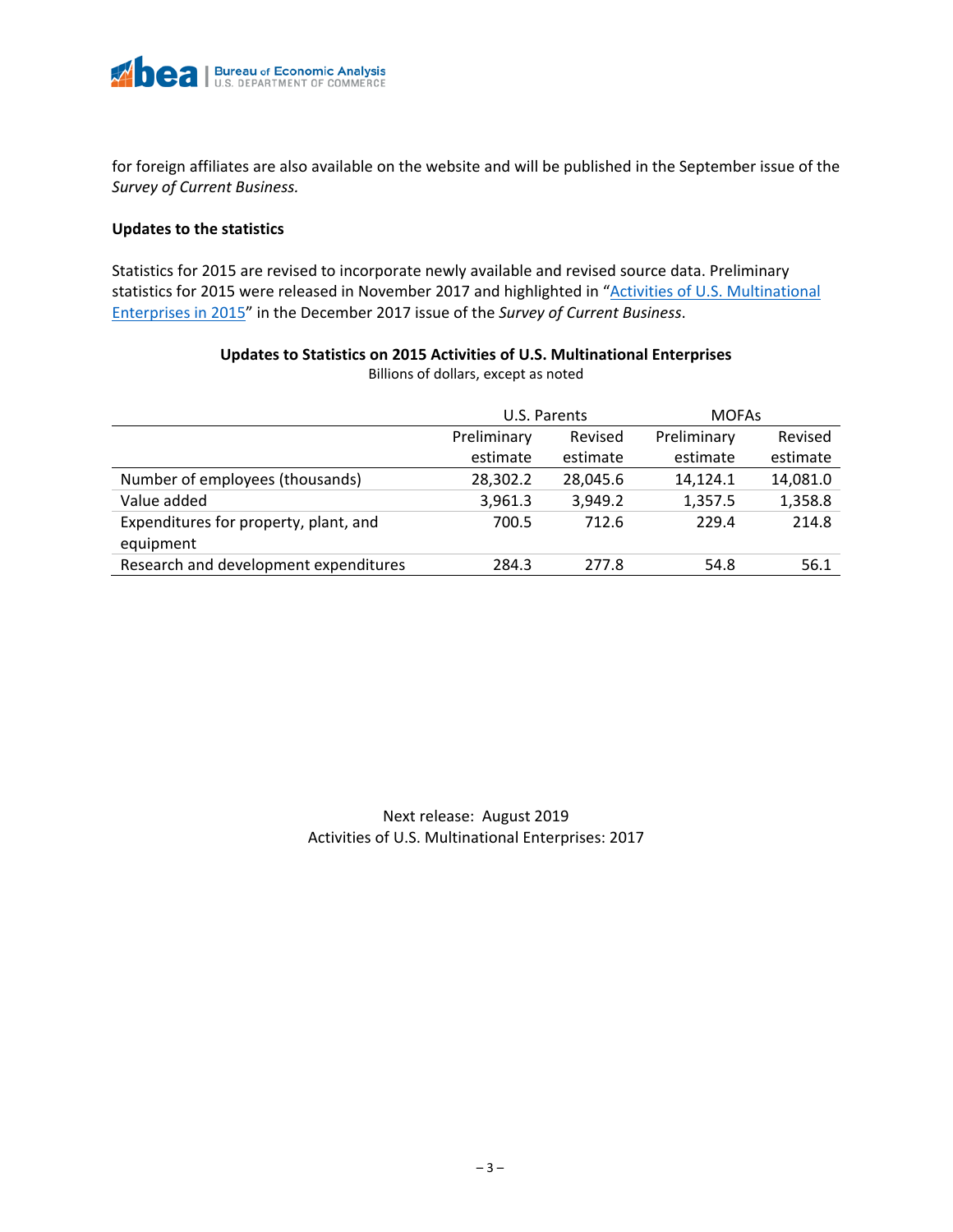for foreign affiliates are also available on the website and will be published in the September issue of the *Survey of Current Business.*

**Updates to the statistics**

Statistics for 2015 are revised to incorporate newly available and revised source data. Preliminary statistics for 2015 were released in November 2017 and highlighted in "Activities of U.S. Multinational Enterprises in 2015" in the December 2017 issue of the *Survey of Current Business*.

**Updates to Statistics on 2015 Activities of U.S. Multinational Enterprises**

Billions of dollars, except as noted

| | U.S. Parents | | MOFAs | |
|---|---|---|---|---|
| | Preliminary estimate | Revised estimate | Preliminary estimate | Revised estimate |
| Number of employees (thousands) | 28,302.2 | 28,045.6 | 14,124.1 | 14,081.0 |
| Value added | 3,961.3 | 3,949.2 | 1,357.5 | 1,358.8 |
| Expenditures for property, plant, and equipment | 700.5 | 712.6 | 229.4 | 214.8 |
| Research and development expenditures | 284.3 | 277.8 | 54.8 | 56.1 |

Next release: August 2019
Activities of U.S. Multinational Enterprises: 2017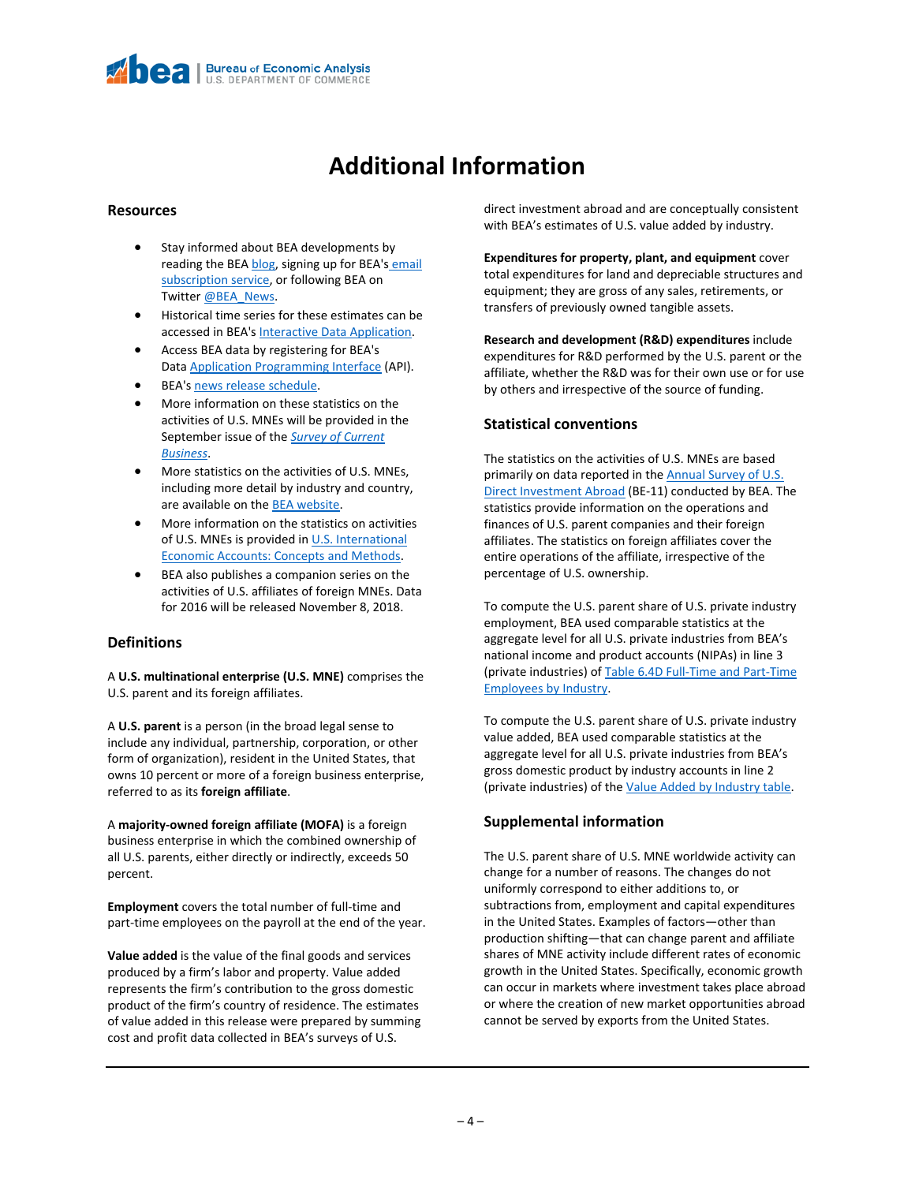# Additional Information

## Resources

- Stay informed about BEA developments by reading the BEA blog, signing up for BEA's email subscription service, or following BEA on Twitter @BEA_News.
- Historical time series for these estimates can be accessed in BEA's Interactive Data Application.
- Access BEA data by registering for BEA's Data Application Programming Interface (API).
- BEA's news release schedule.
- More information on these statistics on the activities of U.S. MNEs will be provided in the September issue of the *Survey of Current Business*.
- More statistics on the activities of U.S. MNEs, including more detail by industry and country, are available on the BEA website.
- More information on the statistics on activities of U.S. MNEs is provided in U.S. International Economic Accounts: Concepts and Methods.
- BEA also publishes a companion series on the activities of U.S. affiliates of foreign MNEs. Data for 2016 will be released November 8, 2018.

## Definitions

A **U.S. multinational enterprise (U.S. MNE)** comprises the U.S. parent and its foreign affiliates.

A **U.S. parent** is a person (in the broad legal sense to include any individual, partnership, corporation, or other form of organization), resident in the United States, that owns 10 percent or more of a foreign business enterprise, referred to as its **foreign affiliate**.

A **majority-owned foreign affiliate (MOFA)** is a foreign business enterprise in which the combined ownership of all U.S. parents, either directly or indirectly, exceeds 50 percent.

**Employment** covers the total number of full-time and part-time employees on the payroll at the end of the year.

**Value added** is the value of the final goods and services produced by a firm's labor and property. Value added represents the firm's contribution to the gross domestic product of the firm's country of residence. The estimates of value added in this release were prepared by summing cost and profit data collected in BEA's surveys of U.S. direct investment abroad and are conceptually consistent with BEA's estimates of U.S. value added by industry.

**Expenditures for property, plant, and equipment** cover total expenditures for land and depreciable structures and equipment; they are gross of any sales, retirements, or transfers of previously owned tangible assets.

**Research and development (R&D) expenditures** include expenditures for R&D performed by the U.S. parent or the affiliate, whether the R&D was for their own use or for use by others and irrespective of the source of funding.

## Statistical conventions

The statistics on the activities of U.S. MNEs are based primarily on data reported in the Annual Survey of U.S. Direct Investment Abroad (BE-11) conducted by BEA. The statistics provide information on the operations and finances of U.S. parent companies and their foreign affiliates. The statistics on foreign affiliates cover the entire operations of the affiliate, irrespective of the percentage of U.S. ownership.

To compute the U.S. parent share of U.S. private industry employment, BEA used comparable statistics at the aggregate level for all U.S. private industries from BEA's national income and product accounts (NIPAs) in line 3 (private industries) of Table 6.4D Full-Time and Part-Time Employees by Industry.

To compute the U.S. parent share of U.S. private industry value added, BEA used comparable statistics at the aggregate level for all U.S. private industries from BEA's gross domestic product by industry accounts in line 2 (private industries) of the Value Added by Industry table.

## Supplemental information

The U.S. parent share of U.S. MNE worldwide activity can change for a number of reasons. The changes do not uniformly correspond to either additions to, or subtractions from, employment and capital expenditures in the United States. Examples of factors—other than production shifting—that can change parent and affiliate shares of MNE activity include different rates of economic growth in the United States. Specifically, economic growth can occur in markets where investment takes place abroad or where the creation of new market opportunities abroad cannot be served by exports from the United States.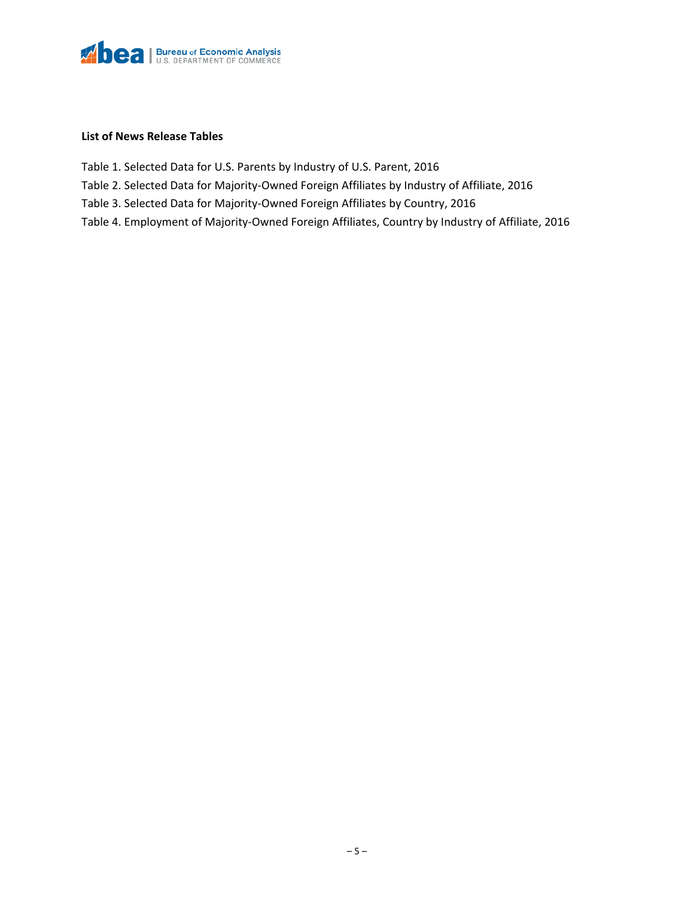**List of News Release Tables**

Table 1. Selected Data for U.S. Parents by Industry of U.S. Parent, 2016

Table 2. Selected Data for Majority-Owned Foreign Affiliates by Industry of Affiliate, 2016

Table 3. Selected Data for Majority-Owned Foreign Affiliates by Country, 2016

Table 4. Employment of Majority-Owned Foreign Affiliates, Country by Industry of Affiliate, 2016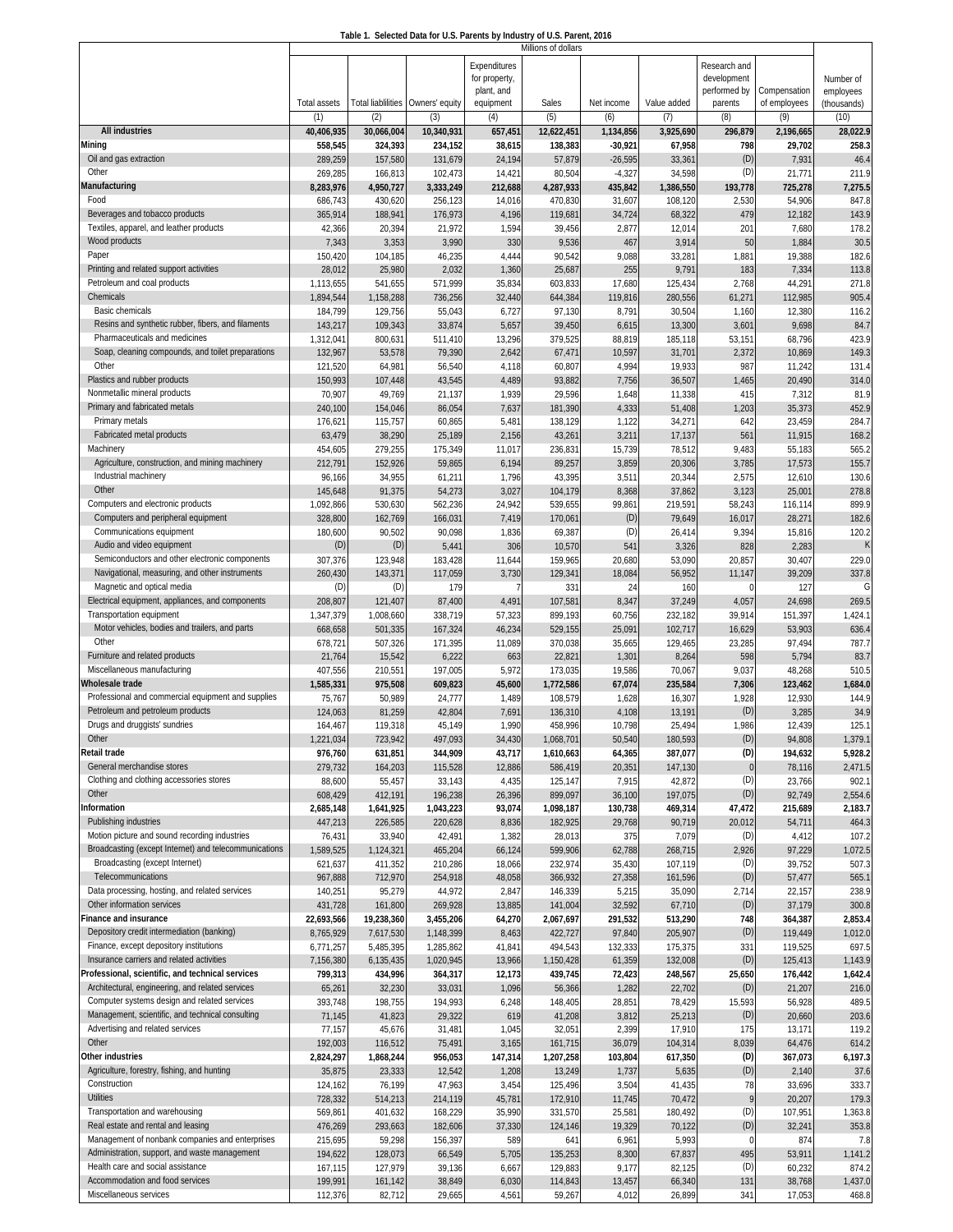**Table 1. Selected Data for U.S. Parents by Industry of U.S. Parent, 2016**

| | Millions of dollars | | | | | | | | | |
|---|---|---|---|---|---|---|---|---|---|---|
| | Total assets | Total liabilities | Owners' equity | Expenditures for property, plant, and equipment | Sales | Net income | Value added | Research and development performed by parents | Compensation of employees | Number of employees (thousands) |
| | (1) | (2) | (3) | (4) | (5) | (6) | (7) | (8) | (9) | (10) |
| **All industries** | **40,406,935** | **30,066,004** | **10,340,931** | **657,451** | **12,622,451** | **1,134,856** | **3,925,690** | **296,879** | **2,196,665** | **28,022.9** |
| **Mining** | **558,545** | **324,393** | **234,152** | **38,615** | **138,383** | **-30,921** | **67,958** | **798** | **29,702** | **258.3** |
| Oil and gas extraction | 289,259 | 157,580 | 131,679 | 24,194 | 57,879 | -26,595 | 33,361 | (D) | 7,931 | 46.4 |
| Other | 269,285 | 166,813 | 102,473 | 14,421 | 80,504 | -4,327 | 34,598 | (D) | 21,771 | 211.9 |
| **Manufacturing** | **8,283,976** | **4,950,727** | **3,333,249** | **212,688** | **4,287,933** | **435,842** | **1,386,550** | **193,778** | **725,278** | **7,275.5** |
| Food | 686,743 | 430,620 | 256,123 | 14,016 | 470,830 | 31,607 | 108,120 | 2,530 | 54,906 | 847.8 |
| Beverages and tobacco products | 365,914 | 188,941 | 176,973 | 4,196 | 119,681 | 34,724 | 68,322 | 479 | 12,182 | 143.9 |
| Textiles, apparel, and leather products | 42,366 | 20,394 | 21,972 | 1,594 | 39,456 | 2,877 | 12,014 | 201 | 7,680 | 178.2 |
| Wood products | 7,343 | 3,353 | 3,990 | 330 | 9,536 | 467 | 3,914 | 50 | 1,884 | 30.5 |
| Paper | 150,420 | 104,185 | 46,235 | 4,444 | 90,542 | 9,088 | 33,281 | 1,881 | 19,388 | 182.6 |
| Printing and related support activities | 28,012 | 25,980 | 2,032 | 1,360 | 25,687 | 255 | 9,791 | 183 | 7,334 | 113.8 |
| Petroleum and coal products | 1,113,655 | 541,655 | 571,999 | 35,834 | 603,833 | 17,680 | 125,434 | 2,768 | 44,291 | 271.8 |
| Chemicals | 1,894,544 | 1,158,288 | 736,256 | 32,440 | 644,384 | 119,816 | 280,556 | 61,271 | 112,985 | 905.4 |
| Basic chemicals | 184,799 | 129,756 | 55,043 | 6,727 | 97,130 | 8,791 | 30,504 | 1,160 | 12,380 | 116.2 |
| Resins and synthetic rubber, fibers, and filaments | 143,217 | 109,343 | 33,874 | 5,657 | 39,450 | 6,615 | 13,300 | 3,601 | 9,698 | 84.7 |
| Pharmaceuticals and medicines | 1,312,041 | 800,631 | 511,410 | 13,296 | 379,525 | 88,819 | 185,118 | 53,151 | 68,796 | 423.9 |
| Soap, cleaning compounds, and toilet preparations | 132,967 | 53,578 | 79,390 | 2,642 | 67,471 | 10,597 | 31,701 | 2,372 | 10,869 | 149.3 |
| Other | 121,520 | 64,981 | 56,540 | 4,118 | 60,807 | 4,994 | 19,933 | 987 | 11,242 | 131.4 |
| Plastics and rubber products | 150,993 | 107,448 | 43,545 | 4,489 | 93,882 | 7,756 | 36,507 | 1,465 | 20,490 | 314.0 |
| Nonmetallic mineral products | 70,907 | 49,769 | 21,137 | 1,939 | 29,596 | 1,648 | 11,338 | 415 | 7,312 | 81.9 |
| Primary and fabricated metals | 240,100 | 154,046 | 86,054 | 7,637 | 181,390 | 4,333 | 51,408 | 1,203 | 35,373 | 452.9 |
| Primary metals | 176,621 | 115,757 | 60,865 | 5,481 | 138,129 | 1,122 | 34,271 | 642 | 23,459 | 284.7 |
| Fabricated metal products | 63,479 | 38,290 | 25,189 | 2,156 | 43,261 | 3,211 | 17,137 | 561 | 11,915 | 168.2 |
| Machinery | 454,605 | 279,255 | 175,349 | 11,017 | 236,831 | 15,739 | 78,512 | 9,483 | 55,183 | 565.2 |
| Agriculture, construction, and mining machinery | 212,791 | 152,926 | 59,865 | 6,194 | 89,257 | 3,859 | 20,306 | 3,785 | 17,573 | 155.7 |
| Industrial machinery | 96,166 | 34,955 | 61,211 | 1,796 | 43,395 | 3,511 | 20,344 | 2,575 | 12,610 | 130.6 |
| Other | 145,648 | 91,375 | 54,273 | 3,027 | 104,179 | 8,368 | 37,862 | 3,123 | 25,001 | 278.8 |
| Computers and electronic products | 1,092,866 | 530,630 | 562,236 | 24,942 | 539,655 | 99,861 | 219,591 | 58,243 | 116,114 | 899.9 |
| Computers and peripheral equipment | 328,800 | 162,769 | 166,031 | 7,419 | 170,061 | (D) | 79,649 | 16,017 | 28,271 | 182.6 |
| Communications equipment | 180,600 | 90,502 | 90,098 | 1,836 | 69,387 | (D) | 26,414 | 9,394 | 15,816 | 120.2 |
| Audio and video equipment | (D) | (D) | 5,441 | 306 | 10,570 | 541 | 3,326 | 828 | 2,283 | K |
| Semiconductors and other electronic components | 307,376 | 123,948 | 183,428 | 11,644 | 159,965 | 20,680 | 53,090 | 20,857 | 30,407 | 229.0 |
| Navigational, measuring, and other instruments | 260,430 | 143,371 | 117,059 | 3,730 | 129,341 | 18,084 | 56,952 | 11,147 | 39,209 | 337.8 |
| Magnetic and optical media | (D) | (D) | 179 | 7 | 331 | 24 | 160 | 0 | 127 | G |
| Electrical equipment, appliances, and components | 208,807 | 121,407 | 87,400 | 4,491 | 107,581 | 8,347 | 37,249 | 4,057 | 24,698 | 269.5 |
| Transportation equipment | 1,347,379 | 1,008,660 | 338,719 | 57,323 | 899,193 | 60,756 | 232,182 | 39,914 | 151,397 | 1,424.1 |
| Motor vehicles, bodies and trailers, and parts | 668,658 | 501,335 | 167,324 | 46,234 | 529,155 | 25,091 | 102,717 | 16,629 | 53,903 | 636.4 |
| Other | 678,721 | 507,326 | 171,395 | 11,089 | 370,038 | 35,665 | 129,465 | 23,285 | 97,494 | 787.7 |
| Furniture and related products | 21,764 | 15,542 | 6,222 | 663 | 22,821 | 1,301 | 8,264 | 598 | 5,794 | 83.7 |
| Miscellaneous manufacturing | 407,556 | 210,551 | 197,005 | 5,972 | 173,035 | 19,586 | 70,067 | 9,037 | 48,268 | 510.5 |
| **Wholesale trade** | **1,585,331** | **975,508** | **609,823** | **45,600** | **1,772,586** | **67,074** | **235,584** | **7,306** | **123,462** | **1,684.0** |
| Professional and commercial equipment and supplies | 75,767 | 50,989 | 24,777 | 1,489 | 108,579 | 1,628 | 16,307 | 1,928 | 12,930 | 144.9 |
| Petroleum and petroleum products | 124,063 | 81,259 | 42,804 | 7,691 | 136,310 | 4,108 | 13,191 | (D) | 3,285 | 34.9 |
| Drugs and druggists' sundries | 164,467 | 119,318 | 45,149 | 1,990 | 458,996 | 10,798 | 25,494 | 1,986 | 12,439 | 125.1 |
| Other | 1,221,034 | 723,942 | 497,093 | 34,430 | 1,068,701 | 50,540 | 180,593 | (D) | 94,808 | 1,379.1 |
| **Retail trade** | **976,760** | **631,851** | **344,909** | **43,717** | **1,610,663** | **64,365** | **387,077** | **(D)** | **194,632** | **5,928.2** |
| General merchandise stores | 279,732 | 164,203 | 115,528 | 12,886 | 586,419 | 20,351 | 147,130 | 0 | 78,116 | 2,471.5 |
| Clothing and clothing accessories stores | 88,600 | 55,457 | 33,143 | 4,435 | 125,147 | 7,915 | 42,872 | (D) | 23,766 | 902.1 |
| Other | 608,429 | 412,191 | 196,238 | 26,396 | 899,097 | 36,100 | 197,075 | (D) | 92,749 | 2,554.6 |
| **Information** | **2,685,148** | **1,641,925** | **1,043,223** | **93,074** | **1,098,187** | **130,738** | **469,314** | **47,472** | **215,689** | **2,183.7** |
| Publishing industries | 447,213 | 226,585 | 220,628 | 8,836 | 182,925 | 29,768 | 90,719 | 20,012 | 54,711 | 464.3 |
| Motion picture and sound recording industries | 76,431 | 33,940 | 42,491 | 1,382 | 28,013 | 375 | 7,079 | (D) | 4,412 | 107.2 |
| Broadcasting (except Internet) and telecommunications | 1,589,525 | 1,124,321 | 465,204 | 66,124 | 599,906 | 62,788 | 268,715 | 2,926 | 97,229 | 1,072.5 |
| Broadcasting (except Internet) | 621,637 | 411,352 | 210,286 | 18,066 | 232,974 | 35,430 | 107,119 | (D) | 39,752 | 507.3 |
| Telecommunications | 967,888 | 712,970 | 254,918 | 48,058 | 366,932 | 27,358 | 161,596 | (D) | 57,477 | 565.1 |
| Data processing, hosting, and related services | 140,251 | 95,279 | 44,972 | 2,847 | 146,339 | 5,215 | 35,090 | 2,714 | 22,157 | 238.9 |
| Other information services | 431,728 | 161,800 | 269,928 | 13,885 | 141,004 | 32,592 | 67,710 | (D) | 37,179 | 300.8 |
| **Finance and insurance** | **22,693,566** | **19,238,360** | **3,455,206** | **64,270** | **2,067,697** | **291,532** | **513,290** | **748** | **364,387** | **2,853.4** |
| Depository credit intermediation (banking) | 8,765,929 | 7,617,530 | 1,148,399 | 8,463 | 422,727 | 97,840 | 205,907 | (D) | 119,449 | 1,012.0 |
| Finance, except depository institutions | 6,771,257 | 5,485,395 | 1,285,862 | 41,841 | 494,543 | 132,333 | 175,375 | 331 | 119,525 | 697.5 |
| Insurance carriers and related activities | 7,156,380 | 6,135,435 | 1,020,945 | 13,966 | 1,150,428 | 61,359 | 132,008 | (D) | 125,413 | 1,143.9 |
| **Professional, scientific, and technical services** | **799,313** | **434,996** | **364,317** | **12,173** | **439,745** | **72,423** | **248,567** | **25,650** | **176,442** | **1,642.4** |
| Architectural, engineering, and related services | 65,261 | 32,230 | 33,031 | 1,096 | 56,366 | 1,282 | 22,702 | (D) | 21,207 | 216.0 |
| Computer systems design and related services | 393,748 | 198,755 | 194,993 | 6,248 | 148,405 | 28,851 | 78,429 | 15,593 | 56,928 | 489.5 |
| Management, scientific, and technical consulting | 71,145 | 41,823 | 29,322 | 619 | 41,208 | 3,812 | 25,213 | (D) | 20,660 | 203.6 |
| Advertising and related services | 77,157 | 45,676 | 31,481 | 1,045 | 32,051 | 2,399 | 17,910 | 175 | 13,171 | 119.2 |
| Other | 192,003 | 116,512 | 75,491 | 3,165 | 161,715 | 36,079 | 104,314 | 8,039 | 64,476 | 614.2 |
| **Other industries** | **2,824,297** | **1,868,244** | **956,053** | **147,314** | **1,207,258** | **103,804** | **617,350** | **(D)** | **367,073** | **6,197.3** |
| Agriculture, forestry, fishing, and hunting | 35,875 | 23,333 | 12,542 | 1,208 | 13,249 | 1,737 | 5,635 | (D) | 2,140 | 37.6 |
| Construction | 124,162 | 76,199 | 47,963 | 3,454 | 125,496 | 3,504 | 41,435 | 78 | 33,696 | 333.7 |
| Utilities | 728,332 | 514,213 | 214,119 | 45,781 | 172,910 | 11,745 | 70,472 | 9 | 20,207 | 179.3 |
| Transportation and warehousing | 569,861 | 401,632 | 168,229 | 35,990 | 331,570 | 25,581 | 180,492 | (D) | 107,951 | 1,363.8 |
| Real estate and rental and leasing | 476,269 | 293,663 | 182,606 | 37,330 | 124,146 | 19,329 | 70,122 | (D) | 32,241 | 353.8 |
| Management of nonbank companies and enterprises | 215,695 | 59,298 | 156,397 | 589 | 641 | 6,961 | 5,993 | 0 | 874 | 7.8 |
| Administration, support, and waste management | 194,622 | 128,073 | 66,549 | 5,705 | 135,253 | 8,300 | 67,837 | 495 | 53,911 | 1,141.2 |
| Health care and social assistance | 167,115 | 127,979 | 39,136 | 6,667 | 129,883 | 9,177 | 82,125 | (D) | 60,232 | 874.2 |
| Accommodation and food services | 199,991 | 161,142 | 38,849 | 6,030 | 114,843 | 13,457 | 66,340 | 131 | 38,768 | 1,437.0 |
| Miscellaneous services | 112,376 | 82,712 | 29,665 | 4,561 | 59,267 | 4,012 | 26,899 | 341 | 17,053 | 468.8 |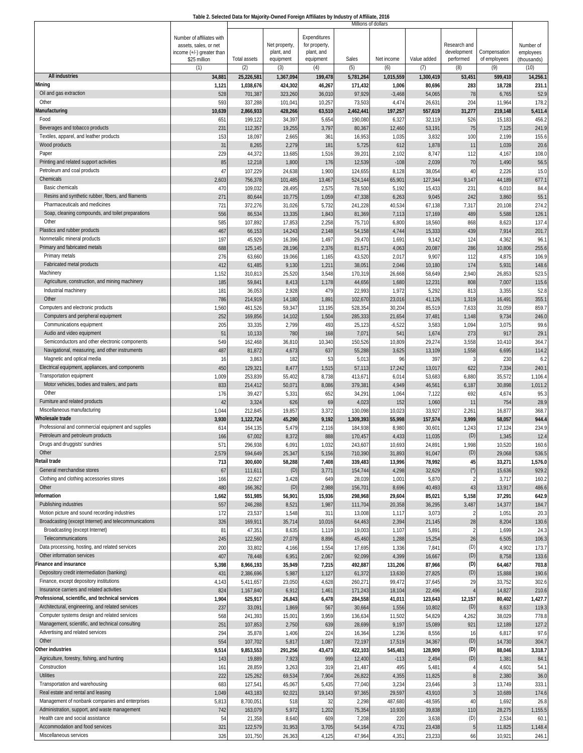**Table 2. Selected Data for Majority-Owned Foreign Affiliates by Industry of Affiliate, 2016**

| | Number of affiliates with assets, sales, or net income (+/-) greater than $25 million | Millions of dollars | | | | | | | | Number of employees (thousands) |
|---|---|---|---|---|---|---|---|---|---|---|
| | | Total assets | Net property, plant, and equipment | Expenditures for property, plant, and equipment | Sales | Net income | Value added | Research and development performed | Compensation of employees | |
| | (1) | (2) | (3) | (4) | (5) | (6) | (7) | (8) | (9) | (10) |
| **All industries** | **34,881** | **25,226,581** | **1,367,094** | **199,478** | **5,781,264** | **1,015,559** | **1,300,419** | **53,451** | **599,410** | **14,256.1** |
| **Mining** | **1,121** | **1,038,676** | **424,302** | **46,267** | **171,432** | **1,006** | **80,696** | **283** | **18,728** | **231.1** |
| Oil and gas extraction | 528 | 701,387 | 323,260 | 36,010 | 97,929 | -3,468 | 54,065 | 78 | 6,765 | 52.9 |
| Other | 593 | 337,288 | 101,041 | 10,257 | 73,503 | 4,474 | 26,631 | 204 | 11,964 | 178.2 |
| **Manufacturing** | **10,639** | **2,866,933** | **428,266** | **63,510** | **2,462,441** | **197,257** | **557,619** | **31,277** | **219,148** | **5,411.4** |
| Food | 651 | 199,122 | 34,397 | 5,654 | 190,080 | 6,327 | 32,119 | 526 | 15,183 | 456.2 |
| Beverages and tobacco products | 231 | 112,357 | 19,255 | 3,797 | 80,367 | 12,460 | 53,191 | 75 | 7,125 | 241.9 |
| Textiles, apparel, and leather products | 153 | 18,097 | 2,665 | 361 | 16,953 | 1,035 | 3,832 | 100 | 2,199 | 155.6 |
| Wood products | 31 | 8,265 | 2,279 | 181 | 5,725 | 612 | 1,878 | 11 | 1,039 | 20.6 |
| Paper | 229 | 44,372 | 13,685 | 1,516 | 39,201 | 2,102 | 8,747 | 112 | 4,167 | 108.0 |
| Printing and related support activities | 85 | 12,218 | 1,800 | 176 | 12,539 | -108 | 2,039 | 70 | 1,490 | 56.5 |
| Petroleum and coal products | 47 | 107,229 | 24,638 | 1,900 | 124,655 | 8,128 | 38,054 | 40 | 2,226 | 15.0 |
| Chemicals | 2,603 | 756,378 | 101,485 | 13,467 | 524,144 | 65,901 | 127,344 | 9,147 | 44,189 | 677.1 |
| Basic chemicals | 470 | 109,032 | 28,495 | 2,575 | 78,500 | 5,192 | 15,433 | 231 | 6,010 | 84.4 |
| Resins and synthetic rubber, fibers, and filaments | 271 | 80,644 | 10,775 | 1,059 | 47,338 | 6,263 | 9,045 | 242 | 3,860 | 55.1 |
| Pharmaceuticals and medicines | 721 | 372,276 | 31,026 | 5,732 | 241,228 | 40,534 | 67,138 | 7,317 | 20,108 | 274.2 |
| Soap, cleaning compounds, and toilet preparations | 556 | 86,534 | 13,335 | 1,843 | 81,369 | 7,113 | 17,169 | 489 | 5,588 | 126.1 |
| Other | 585 | 107,892 | 17,853 | 2,258 | 75,710 | 6,800 | 18,560 | 868 | 8,623 | 137.4 |
| Plastics and rubber products | 467 | 66,153 | 14,243 | 2,148 | 54,158 | 4,744 | 15,333 | 439 | 7,914 | 201.7 |
| Nonmetallic mineral products | 197 | 45,929 | 16,396 | 1,497 | 29,470 | 1,691 | 9,142 | 124 | 4,362 | 96.1 |
| Primary and fabricated metals | 688 | 125,145 | 28,196 | 2,376 | 81,571 | 4,063 | 20,087 | 286 | 10,806 | 255.6 |
| Primary metals | 276 | 63,660 | 19,066 | 1,165 | 43,520 | 2,017 | 9,907 | 112 | 4,875 | 106.9 |
| Fabricated metal products | 412 | 61,485 | 9,130 | 1,211 | 38,051 | 2,046 | 10,180 | 174 | 5,931 | 148.6 |
| Machinery | 1,152 | 310,813 | 25,520 | 3,548 | 170,319 | 26,668 | 58,649 | 2,940 | 26,853 | 523.5 |
| Agriculture, construction, and mining machinery | 185 | 59,841 | 8,413 | 1,178 | 44,656 | 1,680 | 12,231 | 808 | 7,007 | 115.6 |
| Industrial machinery | 181 | 36,053 | 2,928 | 479 | 22,993 | 1,972 | 5,292 | 813 | 3,355 | 52.8 |
| Other | 786 | 214,919 | 14,180 | 1,891 | 102,670 | 23,016 | 41,126 | 1,319 | 16,491 | 355.1 |
| Computers and electronic products | 1,560 | 461,526 | 59,347 | 13,195 | 528,354 | 30,204 | 85,519 | 7,633 | 31,059 | 859.7 |
| Computers and peripheral equipment | 252 | 169,856 | 14,102 | 1,504 | 285,333 | 21,654 | 37,481 | 1,148 | 9,734 | 246.0 |
| Communications equipment | 205 | 33,335 | 2,799 | 493 | 25,123 | -6,522 | 3,583 | 1,094 | 3,075 | 99.6 |
| Audio and video equipment | 51 | 10,133 | 780 | 168 | 7,071 | 541 | 1,674 | 273 | 917 | 29.1 |
| Semiconductors and other electronic components | 549 | 162,468 | 36,810 | 10,340 | 150,526 | 10,809 | 29,274 | 3,558 | 10,410 | 364.7 |
| Navigational, measuring, and other instruments | 487 | 81,872 | 4,673 | 637 | 55,288 | 3,625 | 13,109 | 1,558 | 6,695 | 114.2 |
| Magnetic and optical media | 16 | 3,863 | 182 | 53 | 5,013 | 96 | 397 | 3 | 230 | 6.2 |
| Electrical equipment, appliances, and components | 450 | 129,321 | 8,477 | 1,515 | 57,113 | 17,242 | 13,017 | 622 | 7,334 | 240.1 |
| Transportation equipment | 1,009 | 253,839 | 55,402 | 8,738 | 413,671 | 6,014 | 53,683 | 6,880 | 35,572 | 1,106.4 |
| Motor vehicles, bodies and trailers, and parts | 833 | 214,412 | 50,071 | 8,086 | 379,381 | 4,949 | 46,561 | 6,187 | 30,898 | 1,011.2 |
| Other | 176 | 39,427 | 5,331 | 652 | 34,291 | 1,064 | 7,122 | 692 | 4,674 | 95.3 |
| Furniture and related products | 42 | 3,324 | 626 | 69 | 4,023 | 152 | 1,060 | 11 | 754 | 28.9 |
| Miscellaneous manufacturing | 1,044 | 212,845 | 19,857 | 3,372 | 130,098 | 10,023 | 33,927 | 2,261 | 16,877 | 368.7 |
| **Wholesale trade** | **3,930** | **1,122,724** | **45,290** | **9,192** | **1,309,393** | **55,998** | **157,574** | **3,999** | **58,057** | **944.4** |
| Professional and commercial equipment and supplies | 614 | 164,135 | 5,479 | 2,116 | 184,938 | 8,980 | 30,601 | 1,243 | 17,124 | 234.9 |
| Petroleum and petroleum products | 166 | 67,002 | 8,372 | 888 | 170,457 | 4,433 | 11,035 | (D) | 1,345 | 12.4 |
| Drugs and druggists' sundries | 571 | 296,938 | 6,091 | 1,032 | 243,607 | 10,693 | 24,891 | 1,998 | 10,520 | 160.6 |
| Other | 2,579 | 594,649 | 25,347 | 5,156 | 710,390 | 31,893 | 91,047 | (D) | 29,068 | 536.5 |
| **Retail trade** | **713** | **300,600** | **58,288** | **7,408** | **339,483** | **13,996** | **78,992** | **45** | **33,271** | **1,576.0** |
| General merchandise stores | 67 | 111,611 | (D) | 3,771 | 154,744 | 4,298 | 32,629 | (*) | 15,636 | 929.2 |
| Clothing and clothing accessories stores | 166 | 22,627 | 3,428 | 649 | 28,039 | 1,001 | 5,870 | 2 | 3,717 | 160.2 |
| Other | 480 | 166,362 | (D) | 2,988 | 156,701 | 8,696 | 40,493 | 43 | 13,917 | 486.6 |
| **Information** | **1,662** | **551,985** | **56,901** | **15,936** | **298,968** | **29,604** | **85,021** | **5,158** | **37,291** | **642.9** |
| Publishing industries | 557 | 246,288 | 8,521 | 1,987 | 111,704 | 20,358 | 36,295 | 3,487 | 14,377 | 184.7 |
| Motion picture and sound recording industries | 172 | 23,537 | 1,548 | 311 | 13,008 | 1,117 | 3,073 | 2 | 1,051 | 20.3 |
| Broadcasting (except Internet) and telecommunications | 326 | 169,911 | 35,714 | 10,016 | 64,463 | 2,394 | 21,145 | 28 | 8,204 | 130.6 |
| Broadcasting (except Internet) | 81 | 47,351 | 8,635 | 1,119 | 19,003 | 1,107 | 5,891 | 2 | 1,699 | 24.3 |
| Telecommunications | 245 | 122,560 | 27,079 | 8,896 | 45,460 | 1,288 | 15,254 | 26 | 6,505 | 106.3 |
| Data processing, hosting, and related services | 200 | 33,802 | 4,166 | 1,554 | 17,695 | 1,336 | 7,841 | (D) | 4,902 | 173.7 |
| Other information services | 407 | 78,448 | 6,951 | 2,067 | 92,099 | 4,399 | 16,667 | (D) | 8,758 | 133.6 |
| **Finance and insurance** | **5,398** | **8,966,193** | **35,949** | **7,215** | **492,887** | **131,206** | **87,966** | **(D)** | **64,467** | **703.8** |
| Depository credit intermediation (banking) | 431 | 2,386,696 | 5,987 | 1,127 | 61,372 | 13,630 | 27,825 | (D) | 15,888 | 190.6 |
| Finance, except depository institutions | 4,143 | 5,411,657 | 23,050 | 4,628 | 260,271 | 99,472 | 37,645 | 29 | 33,752 | 302.6 |
| Insurance carriers and related activities | 824 | 1,167,840 | 6,912 | 1,461 | 171,243 | 18,104 | 22,496 | 4 | 14,827 | 210.6 |
| **Professional, scientific, and technical services** | **1,904** | **525,917** | **26,843** | **6,478** | **284,558** | **41,011** | **123,643** | **12,157** | **80,402** | **1,427.7** |
| Architectural, engineering, and related services | 237 | 33,091 | 1,869 | 567 | 30,664 | 1,556 | 10,802 | (D) | 8,637 | 119.3 |
| Computer systems design and related services | 568 | 241,393 | 15,001 | 3,959 | 136,634 | 11,502 | 54,829 | 4,262 | 38,029 | 778.8 |
| Management, scientific, and technical consulting | 251 | 107,853 | 2,750 | 639 | 28,699 | 9,197 | 15,089 | 921 | 12,189 | 127.2 |
| Advertising and related services | 294 | 35,878 | 1,406 | 224 | 16,364 | 1,236 | 8,556 | 16 | 6,817 | 97.6 |
| Other | 554 | 107,702 | 5,817 | 1,087 | 72,197 | 17,519 | 34,367 | (D) | 14,730 | 304.7 |
| **Other industries** | **9,514** | **9,853,553** | **291,256** | **43,473** | **422,103** | **545,481** | **128,909** | **(D)** | **88,046** | **3,318.7** |
| Agriculture, forestry, fishing, and hunting | 143 | 19,889 | 7,923 | 999 | 12,400 | -113 | 2,494 | (D) | 1,381 | 84.1 |
| Construction | 161 | 28,859 | 3,263 | 319 | 21,487 | 495 | 5,481 | 4 | 4,601 | 54.1 |
| Utilities | 222 | 125,262 | 69,534 | 7,904 | 26,822 | 4,355 | 11,825 | 8 | 2,380 | 36.0 |
| Transportation and warehousing | 683 | 127,541 | 45,067 | 5,435 | 77,040 | 3,234 | 23,646 | 3 | 13,749 | 333.1 |
| Real estate and rental and leasing | 1,049 | 443,183 | 92,021 | 19,143 | 97,365 | 29,597 | 43,910 | 3 | 10,689 | 174.6 |
| Management of nonbank companies and enterprises | 5,813 | 8,700,051 | 518 | 32 | 2,298 | 487,680 | -48,595 | 40 | 1,692 | 26.8 |
| Administration, support, and waste management | 742 | 163,079 | 5,972 | 1,202 | 75,354 | 10,930 | 39,838 | 110 | 28,275 | 1,155.5 |
| Health care and social assistance | 54 | 21,358 | 8,640 | 609 | 7,208 | 220 | 3,638 | (D) | 2,534 | 60.1 |
| Accommodation and food services | 321 | 122,579 | 31,953 | 3,705 | 54,164 | 4,731 | 23,438 | 5 | 11,825 | 1,148.4 |
| Miscellaneous services | 326 | 101,750 | 26,363 | 4,125 | 47,964 | 4,351 | 23,233 | 66 | 10,921 | 246.1 |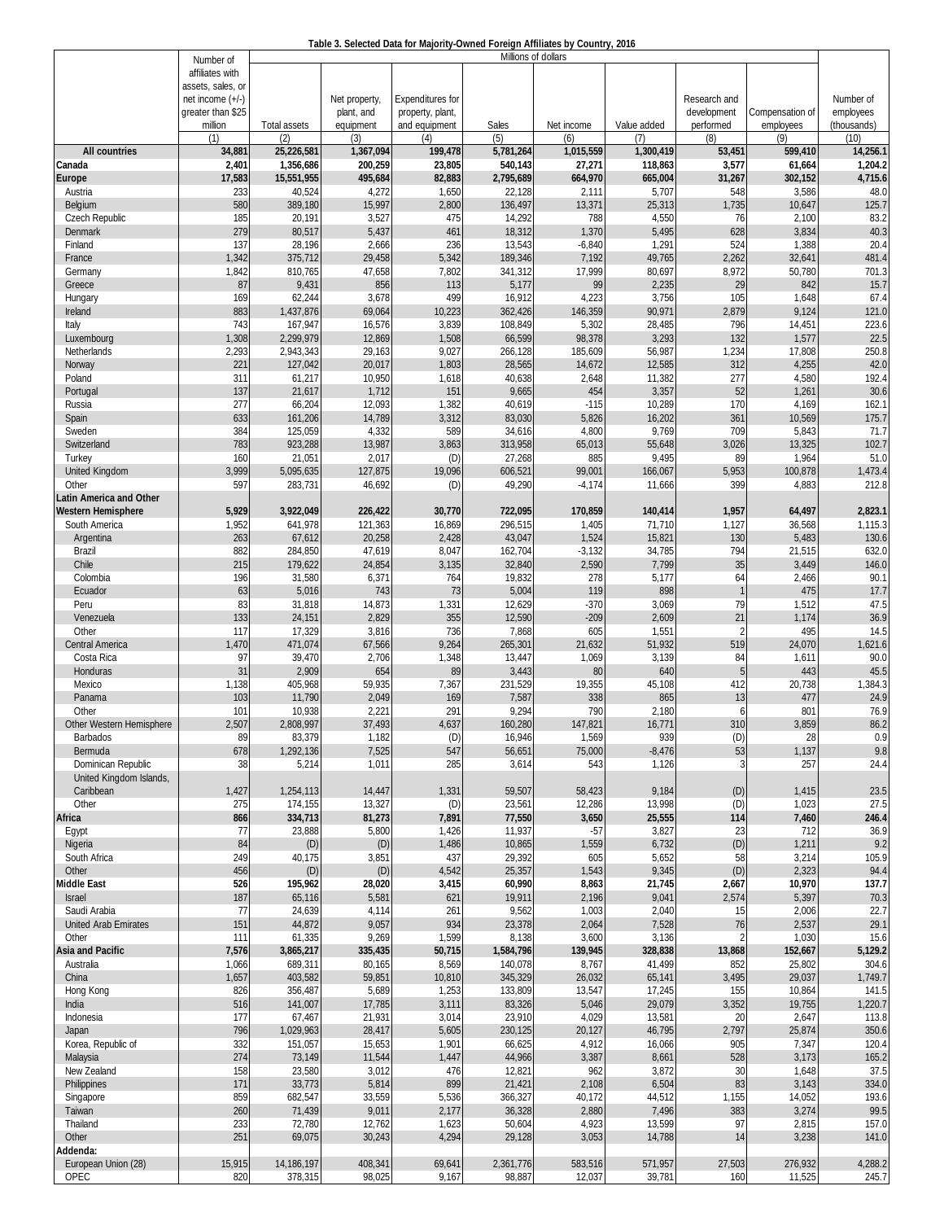**Table 3. Selected Data for Majority-Owned Foreign Affiliates by Country, 2016**

| | Number of affiliates with assets, sales, or net income (+/-) greater than $25 million | Millions of dollars | | | | | | | | Number of employees (thousands) |
|---|---|---|---|---|---|---|---|---|---|---|
| | | Total assets | Net property, plant, and equipment | Expenditures for property, plant, and equipment | Sales | Net income | Value added | Research and development performed | Compensation of employees | |
| | (1) | (2) | (3) | (4) | (5) | (6) | (7) | (8) | (9) | (10) |
| **All countries** | **34,881** | **25,226,581** | **1,367,094** | **199,478** | **5,781,264** | **1,015,559** | **1,300,419** | **53,451** | **599,410** | **14,256.1** |
| **Canada** | **2,401** | **1,356,686** | **200,259** | **23,805** | **540,143** | **27,271** | **118,863** | **3,577** | **61,664** | **1,204.2** |
| **Europe** | **17,583** | **15,551,955** | **495,684** | **82,883** | **2,795,689** | **664,970** | **665,004** | **31,267** | **302,152** | **4,715.6** |
| Austria | 233 | 40,524 | 4,272 | 1,650 | 22,128 | 2,111 | 5,707 | 548 | 3,586 | 48.0 |
| Belgium | 580 | 389,180 | 15,997 | 2,800 | 136,497 | 13,371 | 25,313 | 1,735 | 10,647 | 125.7 |
| Czech Republic | 185 | 20,191 | 3,527 | 475 | 14,292 | 788 | 4,550 | 76 | 2,100 | 83.2 |
| Denmark | 279 | 80,517 | 5,437 | 461 | 18,312 | 1,370 | 5,495 | 628 | 3,834 | 40.3 |
| Finland | 137 | 28,196 | 2,666 | 236 | 13,543 | -6,840 | 1,291 | 524 | 1,388 | 20.4 |
| France | 1,342 | 375,712 | 29,458 | 5,342 | 189,346 | 7,192 | 49,765 | 2,262 | 32,641 | 481.4 |
| Germany | 1,842 | 810,765 | 47,658 | 7,802 | 341,312 | 17,999 | 80,697 | 8,972 | 50,780 | 701.3 |
| Greece | 87 | 9,431 | 856 | 113 | 5,177 | 99 | 2,235 | 29 | 842 | 15.7 |
| Hungary | 169 | 62,244 | 3,678 | 499 | 16,912 | 4,223 | 3,756 | 105 | 1,648 | 67.4 |
| Ireland | 883 | 1,437,876 | 69,064 | 10,223 | 362,426 | 146,359 | 90,971 | 2,879 | 9,124 | 121.0 |
| Italy | 743 | 167,947 | 16,576 | 3,839 | 108,849 | 5,302 | 28,485 | 796 | 14,451 | 223.6 |
| Luxembourg | 1,308 | 2,299,979 | 12,869 | 1,508 | 66,599 | 98,378 | 3,293 | 132 | 1,577 | 22.5 |
| Netherlands | 2,293 | 2,943,343 | 29,163 | 9,027 | 266,128 | 185,609 | 56,987 | 1,234 | 17,808 | 250.8 |
| Norway | 221 | 127,042 | 20,017 | 1,803 | 28,565 | 14,672 | 12,585 | 312 | 4,255 | 42.0 |
| Poland | 311 | 61,217 | 10,950 | 1,618 | 40,638 | 2,648 | 11,382 | 277 | 4,580 | 192.4 |
| Portugal | 137 | 21,617 | 1,712 | 151 | 9,665 | 454 | 3,357 | 52 | 1,261 | 30.6 |
| Russia | 277 | 66,204 | 12,093 | 1,382 | 40,619 | -115 | 10,289 | 170 | 4,169 | 162.1 |
| Spain | 633 | 161,206 | 14,789 | 3,312 | 83,030 | 5,826 | 16,202 | 361 | 10,569 | 175.7 |
| Sweden | 384 | 125,059 | 4,332 | 589 | 34,616 | 4,800 | 9,769 | 709 | 5,843 | 71.7 |
| Switzerland | 783 | 923,288 | 13,987 | 3,863 | 313,958 | 65,013 | 55,648 | 3,026 | 13,325 | 102.7 |
| Turkey | 160 | 21,051 | 2,017 | (D) | 27,268 | 885 | 9,495 | 89 | 1,964 | 51.0 |
| United Kingdom | 3,999 | 5,095,635 | 127,875 | 19,096 | 606,521 | 99,001 | 166,067 | 5,953 | 100,878 | 1,473.4 |
| Other | 597 | 283,731 | 46,692 | (D) | 49,290 | -4,174 | 11,666 | 399 | 4,883 | 212.8 |
| **Latin America and Other Western Hemisphere** | **5,929** | **3,922,049** | **226,422** | **30,770** | **722,095** | **170,859** | **140,414** | **1,957** | **64,497** | **2,823.1** |
| South America | 1,952 | 641,978 | 121,363 | 16,869 | 296,515 | 1,405 | 71,710 | 1,127 | 36,568 | 1,115.3 |
| Argentina | 263 | 67,612 | 20,258 | 2,428 | 43,047 | 1,524 | 15,821 | 130 | 5,483 | 130.6 |
| Brazil | 882 | 284,850 | 47,619 | 8,047 | 162,704 | -3,132 | 34,785 | 794 | 21,515 | 632.0 |
| Chile | 215 | 179,622 | 24,854 | 3,135 | 32,840 | 2,590 | 7,799 | 35 | 3,449 | 146.0 |
| Colombia | 196 | 31,580 | 6,371 | 764 | 19,832 | 278 | 5,177 | 64 | 2,466 | 90.1 |
| Ecuador | 63 | 5,016 | 743 | 73 | 5,004 | 119 | 898 | 1 | 475 | 17.7 |
| Peru | 83 | 31,818 | 14,873 | 1,331 | 12,629 | -370 | 3,069 | 79 | 1,512 | 47.5 |
| Venezuela | 133 | 24,151 | 2,829 | 355 | 12,590 | -209 | 2,609 | 21 | 1,174 | 36.9 |
| Other | 117 | 17,329 | 3,816 | 736 | 7,868 | 605 | 1,551 | 2 | 495 | 14.5 |
| Central America | 1,470 | 471,074 | 67,566 | 9,264 | 265,301 | 21,632 | 51,932 | 519 | 24,070 | 1,621.6 |
| Costa Rica | 97 | 39,470 | 2,706 | 1,348 | 13,447 | 1,069 | 3,139 | 84 | 1,611 | 90.0 |
| Honduras | 31 | 2,909 | 654 | 89 | 3,443 | 80 | 640 | 5 | 443 | 45.5 |
| Mexico | 1,138 | 405,968 | 59,935 | 7,367 | 231,529 | 19,355 | 45,108 | 412 | 20,738 | 1,384.3 |
| Panama | 103 | 11,790 | 2,049 | 169 | 7,587 | 338 | 865 | 13 | 477 | 24.9 |
| Other | 101 | 10,938 | 2,221 | 291 | 9,294 | 790 | 2,180 | 6 | 801 | 76.9 |
| Other Western Hemisphere | 2,507 | 2,808,997 | 37,493 | 4,637 | 160,280 | 147,821 | 16,771 | 310 | 3,859 | 86.2 |
| Barbados | 89 | 83,379 | 1,182 | (D) | 16,946 | 1,569 | 939 | (D) | 28 | 0.9 |
| Bermuda | 678 | 1,292,136 | 7,525 | 547 | 56,651 | 75,000 | -8,476 | 53 | 1,137 | 9.8 |
| Dominican Republic | 38 | 5,214 | 1,011 | 285 | 3,614 | 543 | 1,126 | 3 | 257 | 24.4 |
| United Kingdom Islands, Caribbean | 1,427 | 1,254,113 | 14,447 | 1,331 | 59,507 | 58,423 | 9,184 | (D) | 1,415 | 23.5 |
| Other | 275 | 174,155 | 13,327 | (D) | 23,561 | 12,286 | 13,998 | (D) | 1,023 | 27.5 |
| **Africa** | **866** | **334,713** | **81,273** | **7,891** | **77,550** | **3,650** | **25,555** | **114** | **7,460** | **246.4** |
| Egypt | 77 | 23,888 | 5,800 | 1,426 | 11,937 | -57 | 3,827 | 23 | 712 | 36.9 |
| Nigeria | 84 | (D) | (D) | 1,486 | 10,865 | 1,559 | 6,732 | (D) | 1,211 | 9.2 |
| South Africa | 249 | 40,175 | 3,851 | 437 | 29,392 | 605 | 5,652 | 58 | 3,214 | 105.9 |
| Other | 456 | (D) | (D) | 4,542 | 25,357 | 1,543 | 9,345 | (D) | 2,323 | 94.4 |
| **Middle East** | **526** | **195,962** | **28,020** | **3,415** | **60,990** | **8,863** | **21,745** | **2,667** | **10,970** | **137.7** |
| Israel | 187 | 65,116 | 5,581 | 621 | 19,911 | 2,196 | 9,041 | 2,574 | 5,397 | 70.3 |
| Saudi Arabia | 77 | 24,639 | 4,114 | 261 | 9,562 | 1,003 | 2,040 | 15 | 2,006 | 22.7 |
| United Arab Emirates | 151 | 44,872 | 9,057 | 934 | 23,378 | 2,064 | 7,528 | 76 | 2,537 | 29.1 |
| Other | 111 | 61,335 | 9,269 | 1,599 | 8,138 | 3,600 | 3,136 | 2 | 1,030 | 15.6 |
| **Asia and Pacific** | **7,576** | **3,865,217** | **335,435** | **50,715** | **1,584,796** | **139,945** | **328,838** | **13,868** | **152,667** | **5,129.2** |
| Australia | 1,066 | 689,311 | 80,165 | 8,569 | 140,078 | 8,767 | 41,499 | 852 | 25,802 | 304.6 |
| China | 1,657 | 403,582 | 59,851 | 10,810 | 345,329 | 26,032 | 65,141 | 3,495 | 29,037 | 1,749.7 |
| Hong Kong | 826 | 356,487 | 5,689 | 1,253 | 133,809 | 13,547 | 17,245 | 155 | 10,864 | 141.5 |
| India | 516 | 141,007 | 17,785 | 3,111 | 83,326 | 5,046 | 29,079 | 3,352 | 19,755 | 1,220.7 |
| Indonesia | 177 | 67,467 | 21,931 | 3,014 | 23,910 | 4,029 | 13,581 | 20 | 2,647 | 113.8 |
| Japan | 796 | 1,029,963 | 28,417 | 5,605 | 230,125 | 20,127 | 46,795 | 2,797 | 25,874 | 350.6 |
| Korea, Republic of | 332 | 151,057 | 15,653 | 1,901 | 66,625 | 4,912 | 16,066 | 905 | 7,347 | 120.4 |
| Malaysia | 274 | 73,149 | 11,544 | 1,447 | 44,966 | 3,387 | 8,661 | 528 | 3,173 | 165.2 |
| New Zealand | 158 | 23,580 | 3,012 | 476 | 12,821 | 962 | 3,872 | 30 | 1,648 | 37.5 |
| Philippines | 171 | 33,773 | 5,814 | 899 | 21,421 | 2,108 | 6,504 | 83 | 3,143 | 334.0 |
| Singapore | 859 | 682,547 | 33,559 | 5,536 | 366,327 | 40,172 | 44,512 | 1,155 | 14,052 | 193.6 |
| Taiwan | 260 | 71,439 | 9,011 | 2,177 | 36,328 | 2,880 | 7,496 | 383 | 3,274 | 99.5 |
| Thailand | 233 | 72,780 | 12,762 | 1,623 | 50,604 | 4,923 | 13,599 | 97 | 2,815 | 157.0 |
| Other | 251 | 69,075 | 30,243 | 4,294 | 29,128 | 3,053 | 14,788 | 14 | 3,238 | 141.0 |
| **Addenda:** | | | | | | | | | | |
| European Union (28) | 15,915 | 14,186,197 | 408,341 | 69,641 | 2,361,776 | 583,516 | 571,957 | 27,503 | 276,932 | 4,288.2 |
| OPEC | 820 | 378,315 | 98,025 | 9,167 | 98,887 | 12,037 | 39,781 | 160 | 11,525 | 245.7 |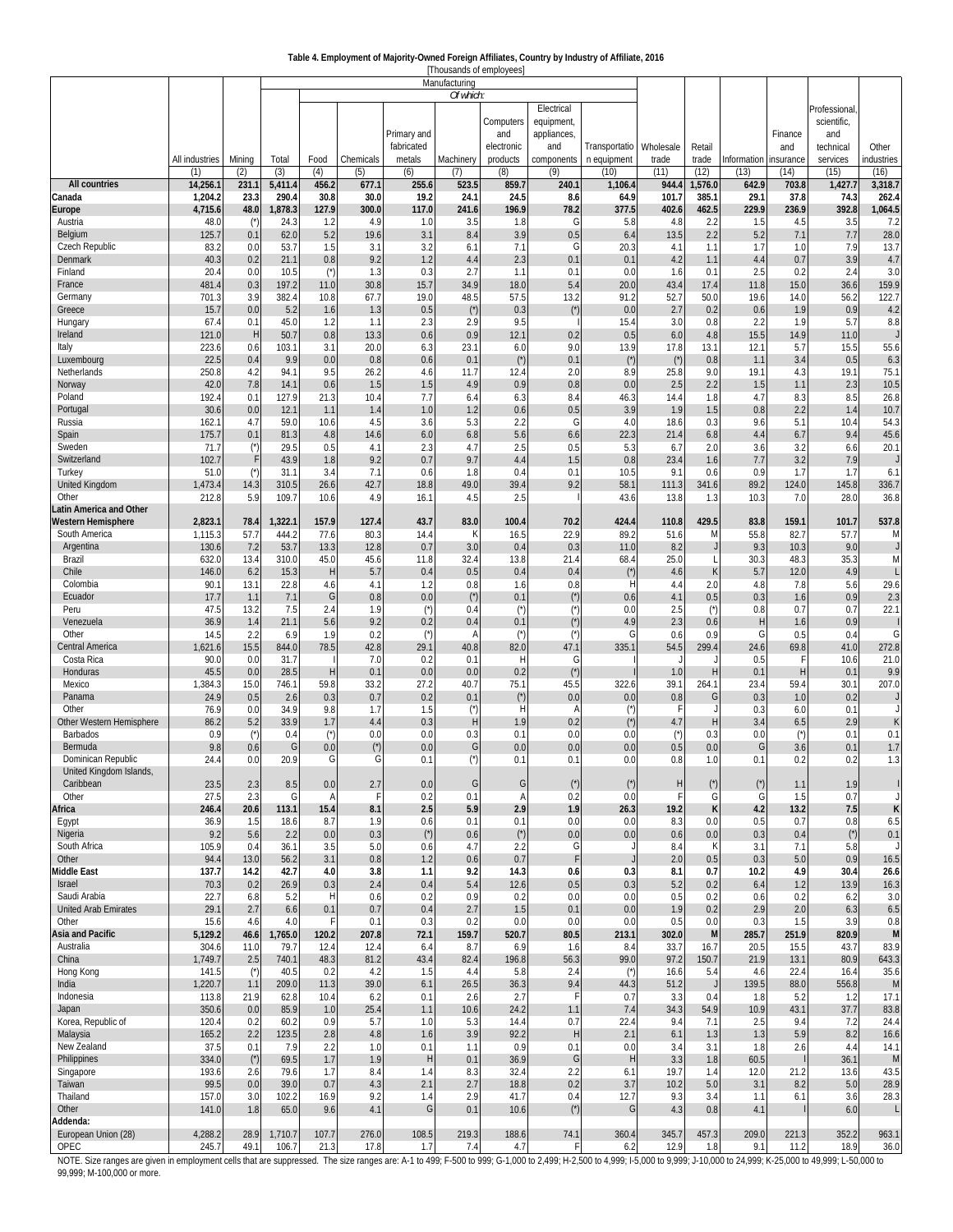**Table 4. Employment of Majority-Owned Foreign Affiliates, Country by Industry of Affiliate, 2016**

[Thousands of employees]

| | All industries | Mining | Manufacturing | | | | | | | | | Wholesale trade | Retail trade | Information | Finance and insurance | Professional, scientific, and technical services | Other industries |
|---|---|---|---|---|---|---|---|---|---|---|---|---|---|---|---|---|---|
| | | | Total | Of which: | | | | | | | | | | | | | |
| | | | | Food | Chemicals | Primary and fabricated metals | Machinery | Computers and electronic products | Electrical equipment, appliances, and components | Transportation equipment | | | | | | | |
| | (1) | (2) | (3) | (4) | (5) | (6) | (7) | (8) | (9) | (10) | | (11) | (12) | (13) | (14) | (15) | (16) |
| **All countries** | **14,256.1** | **231.1** | **5,411.4** | **456.2** | **677.1** | **255.6** | **523.5** | **859.7** | **240.1** | **1,106.4** | | **944.4** | **1,576.0** | **642.9** | **703.8** | **1,427.7** | **3,318.7** |
| **Canada** | **1,204.2** | **23.3** | **290.4** | **30.8** | **30.0** | **19.2** | **24.1** | **24.5** | **8.6** | **64.9** | | **101.7** | **385.1** | **29.1** | **37.8** | **74.3** | **262.4** |
| **Europe** | **4,715.6** | **48.0** | **1,878.3** | **127.9** | **300.0** | **117.0** | **241.6** | **196.9** | **78.2** | **377.5** | | **402.6** | **462.5** | **229.9** | **236.9** | **392.8** | **1,064.5** |
| Austria | 48.0 | (*) | 24.3 | 1.2 | 4.9 | 1.0 | 3.5 | 1.8 | G | 5.8 | | 4.8 | 2.2 | 1.5 | 4.5 | 3.5 | 7.2 |
| Belgium | 125.7 | 0.1 | 62.0 | 5.2 | 19.6 | 3.1 | 8.4 | 3.9 | 0.5 | 6.4 | | 13.5 | 2.2 | 5.2 | 7.1 | 7.7 | 28.0 |
| Czech Republic | 83.2 | 0.0 | 53.7 | 1.5 | 3.1 | 3.2 | 6.1 | 7.1 | G | 20.3 | | 4.1 | 1.1 | 1.7 | 1.0 | 7.9 | 13.7 |
| Denmark | 40.3 | 0.2 | 21.1 | 0.8 | 9.2 | 1.2 | 4.4 | 2.3 | 0.1 | 0.1 | | 4.2 | 1.1 | 4.4 | 0.7 | 3.9 | 4.7 |
| Finland | 20.4 | 0.0 | 10.5 | (*) | 1.3 | 0.3 | 2.7 | 1.1 | 0.1 | 0.0 | | 1.6 | 0.1 | 2.5 | 0.2 | 2.4 | 3.0 |
| France | 481.4 | 0.3 | 197.2 | 11.0 | 30.8 | 15.7 | 34.9 | 18.0 | 5.4 | 20.0 | | 43.4 | 17.4 | 11.8 | 15.0 | 36.6 | 159.9 |
| Germany | 701.3 | 3.9 | 382.4 | 10.8 | 67.7 | 19.0 | 48.5 | 57.5 | 13.2 | 91.2 | | 52.7 | 50.0 | 19.6 | 14.0 | 56.2 | 122.7 |
| Greece | 15.7 | 0.0 | 5.2 | 1.6 | 1.3 | 0.5 | (*) | 0.3 | (*) | 0.0 | | 2.7 | 0.2 | 0.6 | 1.9 | 0.9 | 4.2 |
| Hungary | 67.4 | 0.1 | 45.0 | 1.2 | 1.1 | 2.3 | 2.9 | 9.5 | I | 15.4 | | 3.0 | 0.8 | 2.2 | 1.9 | 5.7 | 8.8 |
| Ireland | 121.0 | H | 50.7 | 0.8 | 13.3 | 0.6 | 0.9 | 12.1 | 0.2 | 0.5 | | 6.0 | 4.8 | 15.5 | 14.9 | 11.0 | J |
| Italy | 223.6 | 0.6 | 103.1 | 3.1 | 20.0 | 6.3 | 23.1 | 6.0 | 9.0 | 13.9 | | 17.8 | 13.1 | 12.1 | 5.7 | 15.5 | 55.6 |
| Luxembourg | 22.5 | 0.4 | 9.9 | 0.0 | 0.8 | 0.6 | 0.1 | (*) | 0.1 | (*) | | (*) | 0.8 | 1.1 | 3.4 | 0.5 | 6.3 |
| Netherlands | 250.8 | 4.2 | 94.1 | 9.5 | 26.2 | 4.6 | 11.7 | 12.4 | 2.0 | 8.9 | | 25.8 | 9.0 | 19.1 | 4.3 | 19.1 | 75.1 |
| Norway | 42.0 | 7.8 | 14.1 | 0.6 | 1.5 | 1.5 | 4.9 | 0.9 | 0.8 | 0.0 | | 2.5 | 2.2 | 1.5 | 1.1 | 2.3 | 10.5 |
| Poland | 192.4 | 0.1 | 127.9 | 21.3 | 10.4 | 7.7 | 6.4 | 6.3 | 8.4 | 46.3 | | 14.4 | 1.8 | 4.7 | 8.3 | 8.5 | 26.8 |
| Portugal | 30.6 | 0.0 | 12.1 | 1.1 | 1.4 | 1.0 | 1.2 | 0.6 | 0.5 | 3.9 | | 1.9 | 1.5 | 0.8 | 2.2 | 1.4 | 10.7 |
| Russia | 162.1 | 4.7 | 59.0 | 10.6 | 4.5 | 3.6 | 5.3 | 2.2 | G | 4.0 | | 18.6 | 0.3 | 9.6 | 5.1 | 10.4 | 54.3 |
| Spain | 175.7 | 0.1 | 81.3 | 4.8 | 14.6 | 6.0 | 6.8 | 5.6 | 6.6 | 22.3 | | 21.4 | 6.8 | 4.4 | 6.7 | 9.4 | 45.6 |
| Sweden | 71.7 | (*) | 29.5 | 0.5 | 4.1 | 2.3 | 4.7 | 2.5 | 0.5 | 5.3 | | 6.7 | 2.0 | 3.6 | 3.2 | 6.6 | 20.1 |
| Switzerland | 102.7 | F | 43.9 | 1.8 | 9.2 | 0.7 | 9.7 | 4.4 | 1.5 | 0.8 | | 23.4 | 1.6 | 7.7 | 3.2 | 7.9 | J |
| Turkey | 51.0 | (*) | 31.1 | 3.4 | 7.1 | 0.6 | 1.8 | 0.4 | 0.1 | 10.5 | | 9.1 | 0.6 | 0.9 | 1.7 | 1.7 | 6.1 |
| United Kingdom | 1,473.4 | 14.3 | 310.5 | 26.6 | 42.7 | 18.8 | 49.0 | 39.4 | 9.2 | 58.1 | | 111.3 | 341.6 | 89.2 | 124.0 | 145.8 | 336.7 |
| Other | 212.8 | 5.9 | 109.7 | 10.6 | 4.9 | 16.1 | 4.5 | 2.5 | I | 43.6 | | 13.8 | 1.3 | 10.3 | 7.0 | 28.0 | 36.8 |
| **Latin America and Other Western Hemisphere** | **2,823.1** | **78.4** | **1,322.1** | **157.9** | **127.4** | **43.7** | **83.0** | **100.4** | **70.2** | **424.4** | | **110.8** | **429.5** | **83.8** | **159.1** | **101.7** | **537.8** |
| South America | 1,115.3 | 57.7 | 444.2 | 77.6 | 80.3 | 14.4 | K | 16.5 | 22.9 | 89.2 | | 51.6 | M | 55.8 | 82.7 | 57.7 | M |
| Argentina | 130.6 | 7.2 | 53.7 | 13.3 | 12.8 | 0.7 | 3.0 | 0.4 | 0.3 | 11.0 | | 8.2 | J | 9.3 | 10.3 | 9.0 | J |
| Brazil | 632.0 | 13.4 | 310.0 | 45.0 | 45.6 | 11.8 | 32.4 | 13.8 | 21.4 | 68.4 | | 25.0 | L | 30.3 | 48.3 | 35.3 | M |
| Chile | 146.0 | 6.2 | 15.3 | H | 5.7 | 0.4 | 0.5 | 0.4 | 0.4 | (*) | | 4.6 | K | 5.7 | 12.0 | 4.9 | L |
| Colombia | 90.1 | 13.1 | 22.8 | 4.6 | 4.1 | 1.2 | 0.8 | 1.6 | 0.8 | H | | 4.4 | 2.0 | 4.8 | 7.8 | 5.6 | 29.6 |
| Ecuador | 17.7 | 1.1 | 7.1 | G | 0.8 | 0.0 | (*) | 0.1 | (*) | 0.6 | | 4.1 | 0.5 | 0.3 | 1.6 | 0.9 | 2.3 |
| Peru | 47.5 | 13.2 | 7.5 | 2.4 | 1.9 | (*) | 0.4 | (*) | (*) | 0.0 | | 2.5 | (*) | 0.8 | 0.7 | 0.7 | 22.1 |
| Venezuela | 36.9 | 1.4 | 21.1 | 5.6 | 9.2 | 0.2 | 0.4 | 0.1 | (*) | 4.9 | | 2.3 | 0.6 | H | 1.6 | 0.9 | I |
| Other | 14.5 | 2.2 | 6.9 | 1.9 | 0.2 | (*) | A | (*) | (*) | G | | 0.6 | 0.9 | G | 0.5 | 0.4 | G |
| Central America | 1,621.6 | 15.5 | 844.0 | 78.5 | 42.8 | 29.1 | 40.8 | 82.0 | 47.1 | 335.1 | | 54.5 | 299.4 | 24.6 | 69.8 | 41.0 | 272.8 |
| Costa Rica | 90.0 | 0.0 | 31.7 | I | 7.0 | 0.2 | 0.1 | H | G | I | | J | J | 0.5 | F | 10.6 | 21.0 |
| Honduras | 45.5 | 0.0 | 28.5 | H | 0.1 | 0.0 | 0.0 | 0.2 | (*) | I | | 1.0 | H | 0.1 | H | 0.1 | 9.9 |
| Mexico | 1,384.3 | 15.0 | 746.1 | 59.8 | 33.2 | 27.2 | 40.7 | 75.1 | 45.5 | 322.6 | | 39.1 | 264.1 | 23.4 | 59.4 | 30.1 | 207.0 |
| Panama | 24.9 | 0.5 | 2.6 | 0.3 | 0.7 | 0.2 | 0.1 | (*) | 0.0 | 0.0 | | 0.8 | G | 0.3 | 1.0 | 0.2 | J |
| Other | 76.9 | 0.0 | 34.9 | 9.8 | 1.7 | 1.5 | (*) | H | A | (*) | | F | J | 0.3 | 6.0 | 0.1 | J |
| Other Western Hemisphere | 86.2 | 5.2 | 33.9 | 1.7 | 4.4 | 0.3 | H | 1.9 | 0.2 | (*) | | 4.7 | H | 3.4 | 6.5 | 2.9 | K |
| Barbados | 0.9 | (*) | 0.4 | (*) | 0.0 | 0.0 | 0.3 | 0.1 | 0.0 | 0.0 | | (*) | 0.3 | 0.0 | (*) | 0.1 | 0.1 |
| Bermuda | 9.8 | 0.6 | G | 0.0 | (*) | 0.0 | G | 0.0 | 0.0 | 0.0 | | 0.5 | 0.0 | G | 3.6 | 0.1 | 1.7 |
| Dominican Republic | 24.4 | 0.0 | 20.9 | G | G | 0.1 | (*) | 0.1 | 0.1 | 0.0 | | 0.8 | 1.0 | 0.1 | 0.2 | 0.2 | 1.3 |
| United Kingdom Islands, Caribbean | 23.5 | 2.3 | 8.5 | 0.0 | 2.7 | 0.0 | G | G | (*) | (*) | | H | (*) | (*) | 1.1 | 1.9 | I |
| Other | 27.5 | 2.3 | G | A | F | 0.2 | 0.1 | A | 0.2 | 0.0 | | F | G | G | 1.5 | 0.7 | J |
| **Africa** | **246.4** | **20.6** | **113.1** | **15.4** | **8.1** | **2.5** | **5.9** | **2.9** | **1.9** | **26.3** | | **19.2** | **K** | **4.2** | **13.2** | **7.5** | **K** |
| Egypt | 36.9 | 1.5 | 18.6 | 8.7 | 1.9 | 0.6 | 0.1 | 0.1 | 0.0 | 0.0 | | 8.3 | 0.0 | 0.5 | 0.7 | 0.8 | 6.5 |
| Nigeria | 9.2 | 5.6 | 2.2 | 0.0 | 0.3 | (*) | 0.6 | (*) | 0.0 | 0.0 | | 0.6 | 0.0 | 0.3 | 0.4 | (*) | 0.1 |
| South Africa | 105.9 | 0.4 | 36.1 | 3.5 | 5.0 | 0.6 | 4.7 | 2.2 | G | J | | 8.4 | K | 3.1 | 7.1 | 5.8 | J |
| Other | 94.4 | 13.0 | 56.2 | 3.1 | 0.8 | 1.2 | 0.6 | 0.7 | F | J | | 2.0 | 0.5 | 0.3 | 5.0 | 0.9 | 16.5 |
| **Middle East** | **137.7** | **14.2** | **42.7** | **4.0** | **3.8** | **1.1** | **9.2** | **14.3** | **0.6** | **0.3** | | **8.1** | **0.7** | **10.2** | **4.9** | **30.4** | **26.6** |
| Israel | 70.3 | 0.2 | 26.9 | 0.3 | 2.4 | 0.4 | 5.4 | 12.6 | 0.5 | 0.3 | | 5.2 | 0.2 | 6.4 | 1.2 | 13.9 | 16.3 |
| Saudi Arabia | 22.7 | 6.8 | 5.2 | H | 0.6 | 0.2 | 0.9 | 0.2 | 0.0 | 0.0 | | 0.5 | 0.2 | 0.6 | 0.2 | 6.2 | 3.0 |
| United Arab Emirates | 29.1 | 2.7 | 6.6 | 0.1 | 0.7 | 0.4 | 2.7 | 1.5 | 0.1 | 0.0 | | 1.9 | 0.2 | 2.9 | 2.0 | 6.3 | 6.5 |
| Other | 15.6 | 4.6 | 4.0 | F | 0.1 | 0.3 | 0.2 | 0.0 | 0.0 | 0.0 | | 0.5 | 0.0 | 0.3 | 1.5 | 3.9 | 0.8 |
| **Asia and Pacific** | **5,129.2** | **46.6** | **1,765.0** | **120.2** | **207.8** | **72.1** | **159.7** | **520.7** | **80.5** | **213.1** | | **302.0** | **M** | **285.7** | **251.9** | **820.9** | **M** |
| Australia | 304.6 | 11.0 | 79.7 | 12.4 | 12.4 | 6.4 | 8.7 | 6.9 | 1.6 | 8.4 | | 33.7 | 16.7 | 20.5 | 15.5 | 43.7 | 83.9 |
| China | 1,749.7 | 2.5 | 740.1 | 48.3 | 81.2 | 43.4 | 82.4 | 196.8 | 56.3 | 99.0 | | 97.2 | 150.7 | 21.9 | 13.1 | 80.9 | 643.3 |
| Hong Kong | 141.5 | (*) | 40.5 | 0.2 | 4.2 | 1.5 | 4.4 | 5.8 | 2.4 | (*) | | 16.6 | 5.4 | 4.6 | 22.4 | 16.4 | 35.6 |
| India | 1,220.7 | 1.1 | 209.0 | 11.3 | 39.0 | 6.1 | 26.5 | 36.3 | 9.4 | 44.3 | | 51.2 | J | 139.5 | 88.0 | 556.8 | M |
| Indonesia | 113.8 | 21.9 | 62.8 | 10.4 | 6.2 | 0.1 | 2.6 | 2.7 | F | 0.7 | | 3.3 | 0.4 | 1.8 | 5.2 | 1.2 | 17.1 |
| Japan | 350.6 | 0.0 | 85.9 | 1.0 | 25.4 | 1.1 | 10.6 | 24.2 | 1.1 | 7.4 | | 34.3 | 54.9 | 10.9 | 43.1 | 37.7 | 83.8 |
| Korea, Republic of | 120.4 | 0.2 | 60.2 | 0.9 | 5.7 | 1.0 | 5.3 | 14.4 | 0.7 | 22.4 | | 9.4 | 7.1 | 2.5 | 9.4 | 7.2 | 24.4 |
| Malaysia | 165.2 | 2.2 | 123.5 | 2.8 | 4.8 | 1.6 | 3.9 | 92.2 | H | 2.1 | | 6.1 | 1.3 | 1.3 | 5.9 | 8.2 | 16.6 |
| New Zealand | 37.5 | 0.1 | 7.9 | 2.2 | 1.0 | 0.1 | 1.1 | 0.9 | 0.1 | 0.0 | | 3.4 | 3.1 | 1.8 | 2.6 | 4.4 | 14.1 |
| Philippines | 334.0 | (*) | 69.5 | 1.7 | 1.9 | H | 0.1 | 36.9 | G | H | | 3.3 | 1.8 | 60.5 | I | 36.1 | M |
| Singapore | 193.6 | 2.6 | 79.6 | 1.7 | 8.4 | 1.4 | 8.3 | 32.4 | 2.2 | 6.1 | | 19.7 | 1.4 | 12.0 | 21.2 | 13.6 | 43.5 |
| Taiwan | 99.5 | 0.0 | 39.0 | 0.7 | 4.3 | 2.1 | 2.7 | 18.8 | 0.2 | 3.7 | | 10.2 | 5.0 | 3.1 | 8.2 | 5.0 | 28.9 |
| Thailand | 157.0 | 3.0 | 102.2 | 16.9 | 9.2 | 1.4 | 2.9 | 41.7 | 0.4 | 12.7 | | 9.3 | 3.4 | 1.1 | 6.1 | 3.6 | 28.3 |
| Other | 141.0 | 1.8 | 65.0 | 9.6 | 4.1 | G | 0.1 | 10.6 | (*) | G | | 4.3 | 0.8 | 4.1 | I | 6.0 | L |
| **Addenda:** | | | | | | | | | | | | | | | | | |
| European Union (28) | 4,288.2 | 28.9 | 1,710.7 | 107.7 | 276.0 | 108.5 | 219.3 | 188.6 | 74.1 | 360.4 | | 345.7 | 457.3 | 209.0 | 221.3 | 352.2 | 963.1 |
| OPEC | 245.7 | 49.1 | 106.7 | 21.3 | 17.8 | 1.7 | 7.4 | 4.7 | F | 6.2 | | 12.9 | 1.8 | 9.1 | 11.2 | 18.9 | 36.0 |

NOTE. Size ranges are given in employment cells that are suppressed. The size ranges are: A-1 to 499; F-500 to 999; G-1,000 to 2,499; H-2,500 to 4,999; I-5,000 to 9,999; J-10,000 to 24,999; K-25,000 to 49,999; L-50,000 to 99,999; M-100,000 or more.